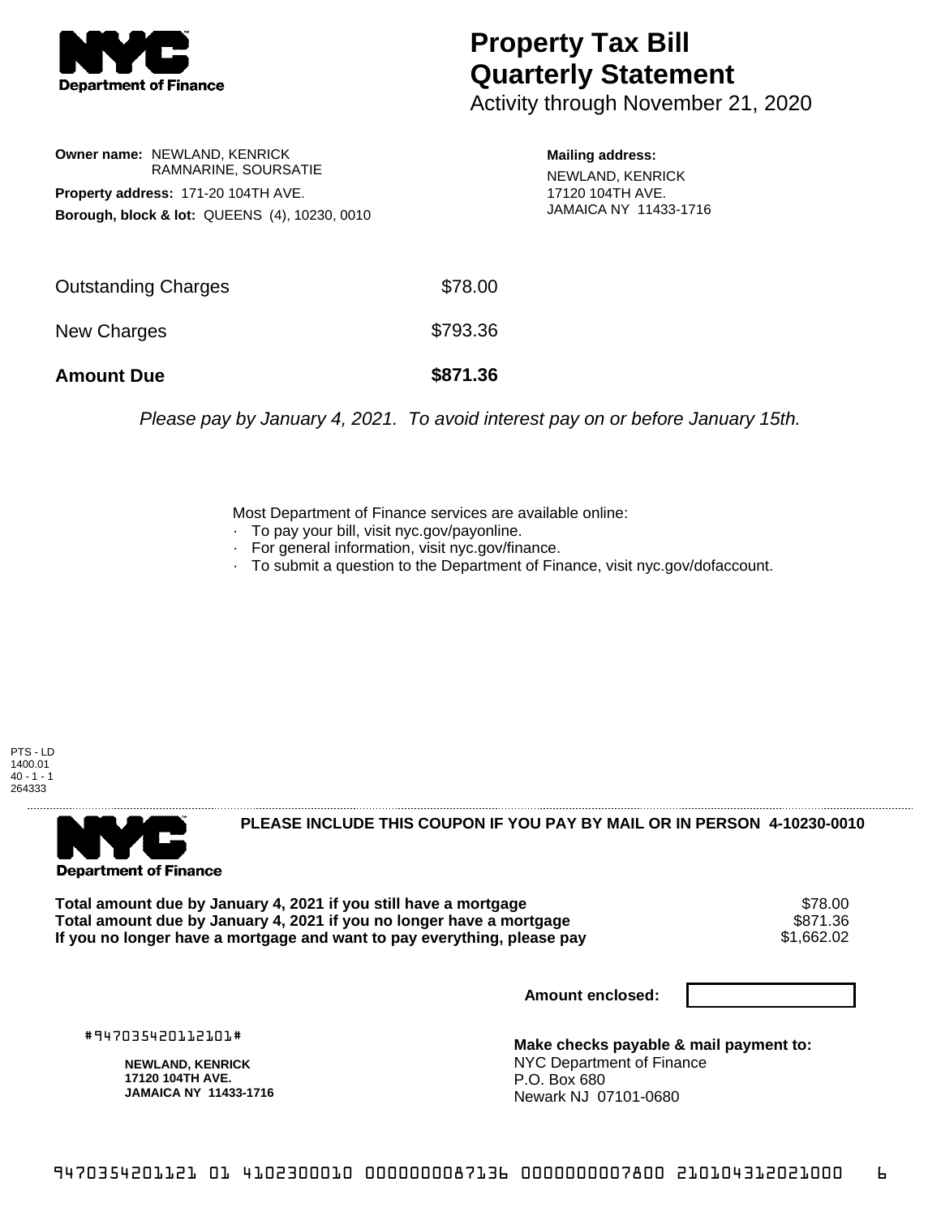**Department of Finance**

# Property Tax Bill Quarterly Statement

Activity through November 21, 2020

**Owner name:** NEWLAND, KENRICK
RAMNARINE, SOURSATIE

**Property address:** 171-20 104TH AVE.

**Borough, block & lot:** QUEENS (4), 10230, 0010

**Mailing address:**

NEWLAND, KENRICK
17120 104TH AVE.
JAMAICA NY 11433-1716

| | |
|---|---|
| Outstanding Charges | $78.00 |
| New Charges | $793.36 |
| **Amount Due** | **$871.36** |

*Please pay by January 4, 2021. To avoid interest pay on or before January 15th.*

Most Department of Finance services are available online:

- To pay your bill, visit nyc.gov/payonline.
- For general information, visit nyc.gov/finance.
- To submit a question to the Department of Finance, visit nyc.gov/dofaccount.

PTS - LD
1400.01
40 - 1 - 1
264333

---

**Department of Finance**

**PLEASE INCLUDE THIS COUPON IF YOU PAY BY MAIL OR IN PERSON 4-10230-0010**

| | |
|---|---|
| **Total amount due by January 4, 2021 if you still have a mortgage** | $78.00 |
| **Total amount due by January 4, 2021 if you no longer have a mortgage** | $871.36 |
| **If you no longer have a mortgage and want to pay everything, please pay** | $1,662.02 |

**Amount enclosed:**

#947035420112101#

**NEWLAND, KENRICK**
**17120 104TH AVE.**
**JAMAICA NY 11433-1716**

**Make checks payable & mail payment to:**
NYC Department of Finance
P.O. Box 680
Newark NJ 07101-0680

9470354201121 01 4102300010 0000000087136 0000000007800 210104312021000 6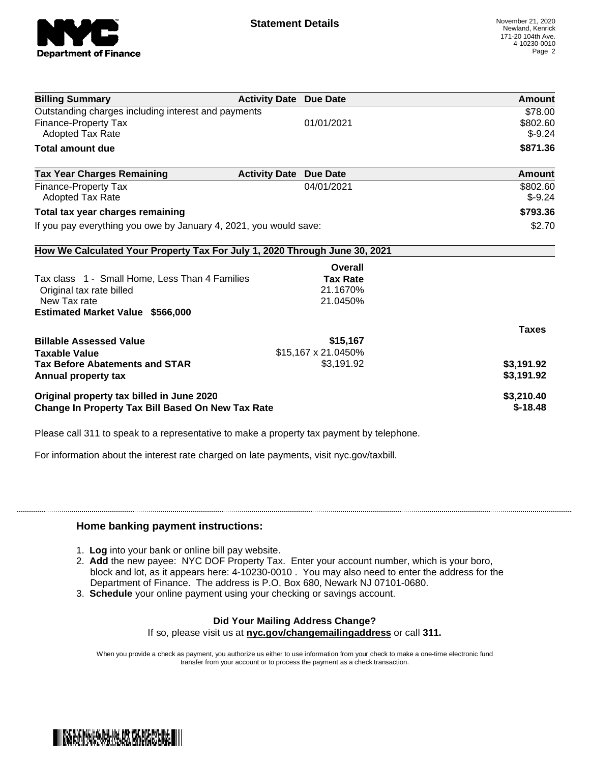## Statement Details

November 21, 2020
Newland, Kenrick
171-20 104th Ave.
4-10230-0010

| Billing Summary | Activity Date | Due Date | Amount |
|---|---|---|---|
| Outstanding charges including interest and payments | | | $78.00 |
| Finance-Property Tax | | 01/01/2021 | $802.60 |
| Adopted Tax Rate | | | $-9.24 |
| **Total amount due** | | | **$871.36** |

| Tax Year Charges Remaining | Activity Date | Due Date | Amount |
|---|---|---|---|
| Finance-Property Tax | | 04/01/2021 | $802.60 |
| Adopted Tax Rate | | | $-9.24 |
| **Total tax year charges remaining** | | | **$793.36** |
| If you pay everything you owe by January 4, 2021, you would save: | | | $2.70 |

### How We Calculated Your Property Tax For July 1, 2020 Through June 30, 2021

| | Overall Tax Rate | |
|---|---|---|
| Tax class 1 - Small Home, Less Than 4 Families | | |
| Original tax rate billed | 21.1670% | |
| New Tax rate | 21.0450% | |
| **Estimated Market Value $566,000** | | |
| | | **Taxes** |
| **Billable Assessed Value** | **$15,167** | |
| **Taxable Value** | $15,167 x 21.0450% | |
| **Tax Before Abatements and STAR** | $3,191.92 | **$3,191.92** |
| **Annual property tax** | | **$3,191.92** |
| **Original property tax billed in June 2020** | | **$3,210.40** |
| **Change In Property Tax Bill Based On New Tax Rate** | | **$-18.48** |

Please call 311 to speak to a representative to make a property tax payment by telephone.

For information about the interest rate charged on late payments, visit nyc.gov/taxbill.

### Home banking payment instructions:

1. **Log** into your bank or online bill pay website.
2. **Add** the new payee: NYC DOF Property Tax. Enter your account number, which is your boro, block and lot, as it appears here: 4-10230-0010 . You may also need to enter the address for the Department of Finance. The address is P.O. Box 680, Newark NJ 07101-0680.
3. **Schedule** your online payment using your checking or savings account.

**Did Your Mailing Address Change?**

If so, please visit us at **nyc.gov/changemailingaddress** or call **311.**

When you provide a check as payment, you authorize us either to use information from your check to make a one-time electronic fund transfer from your account or to process the payment as a check transaction.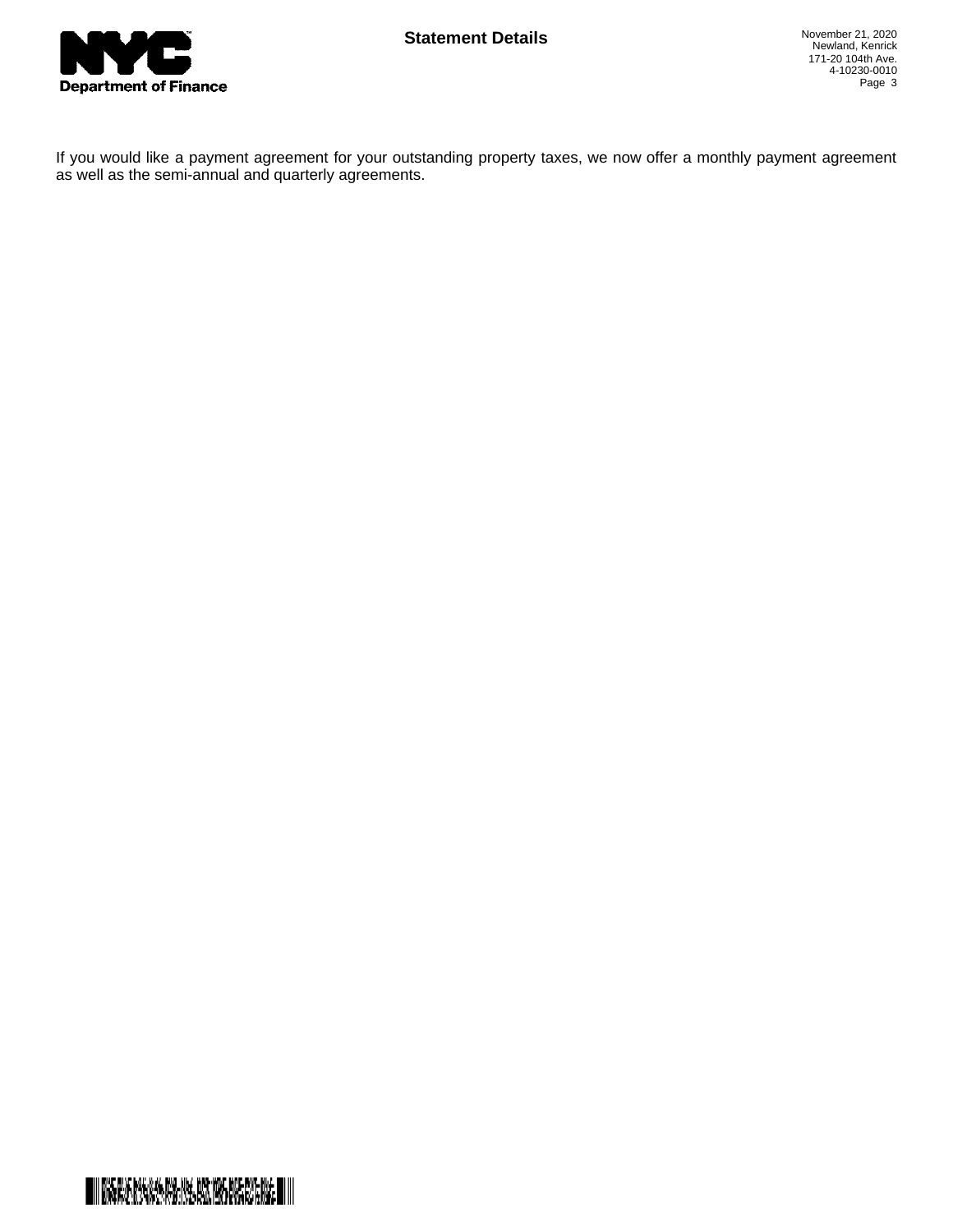If you would like a payment agreement for your outstanding property taxes, we now offer a monthly payment agreement as well as the semi-annual and quarterly agreements.